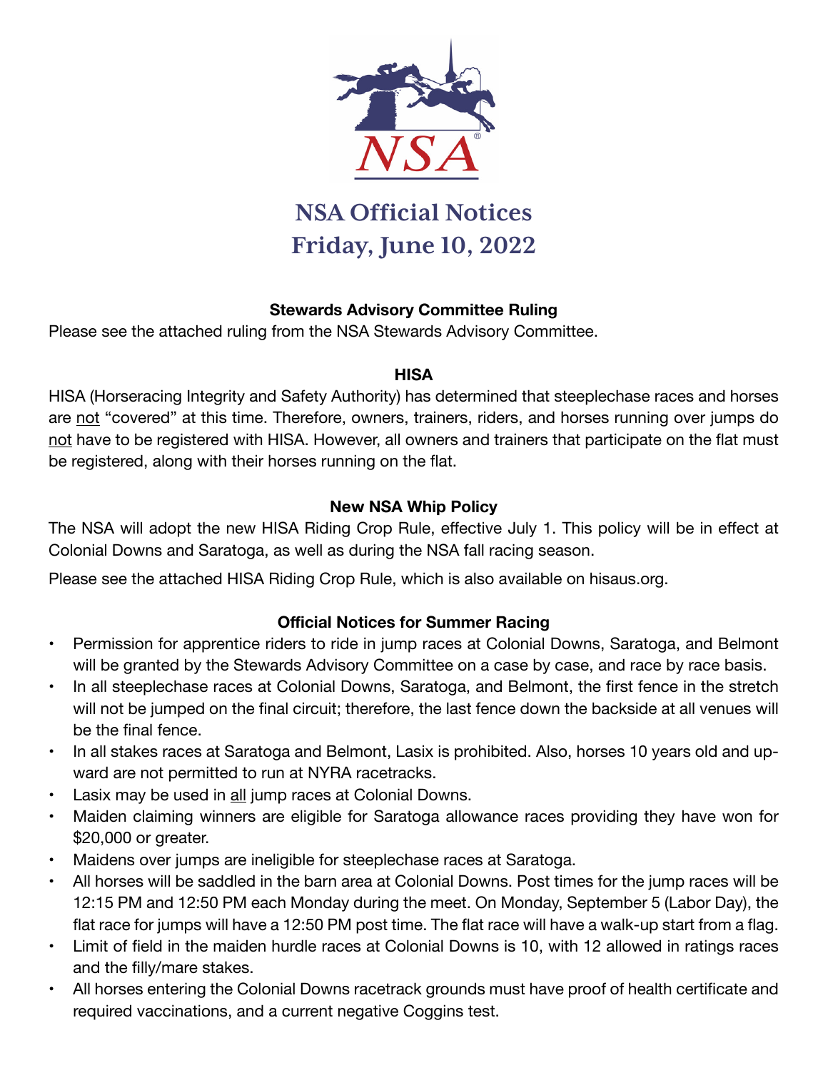# NSA Official Notices
## Friday, June 10, 2022

### Stewards Advisory Committee Ruling

Please see the attached ruling from the NSA Stewards Advisory Committee.

### HISA

HISA (Horseracing Integrity and Safety Authority) has determined that steeplechase races and horses are not "covered" at this time. Therefore, owners, trainers, riders, and horses running over jumps do not have to be registered with HISA. However, all owners and trainers that participate on the flat must be registered, along with their horses running on the flat.

### New NSA Whip Policy

The NSA will adopt the new HISA Riding Crop Rule, effective July 1. This policy will be in effect at Colonial Downs and Saratoga, as well as during the NSA fall racing season.

Please see the attached HISA Riding Crop Rule, which is also available on hisaus.org.

### Official Notices for Summer Racing

- Permission for apprentice riders to ride in jump races at Colonial Downs, Saratoga, and Belmont will be granted by the Stewards Advisory Committee on a case by case, and race by race basis.
- In all steeplechase races at Colonial Downs, Saratoga, and Belmont, the first fence in the stretch will not be jumped on the final circuit; therefore, the last fence down the backside at all venues will be the final fence.
- In all stakes races at Saratoga and Belmont, Lasix is prohibited. Also, horses 10 years old and upward are not permitted to run at NYRA racetracks.
- Lasix may be used in all jump races at Colonial Downs.
- Maiden claiming winners are eligible for Saratoga allowance races providing they have won for $20,000 or greater.
- Maidens over jumps are ineligible for steeplechase races at Saratoga.
- All horses will be saddled in the barn area at Colonial Downs. Post times for the jump races will be 12:15 PM and 12:50 PM each Monday during the meet. On Monday, September 5 (Labor Day), the flat race for jumps will have a 12:50 PM post time. The flat race will have a walk-up start from a flag.
- Limit of field in the maiden hurdle races at Colonial Downs is 10, with 12 allowed in ratings races and the filly/mare stakes.
- All horses entering the Colonial Downs racetrack grounds must have proof of health certificate and required vaccinations, and a current negative Coggins test.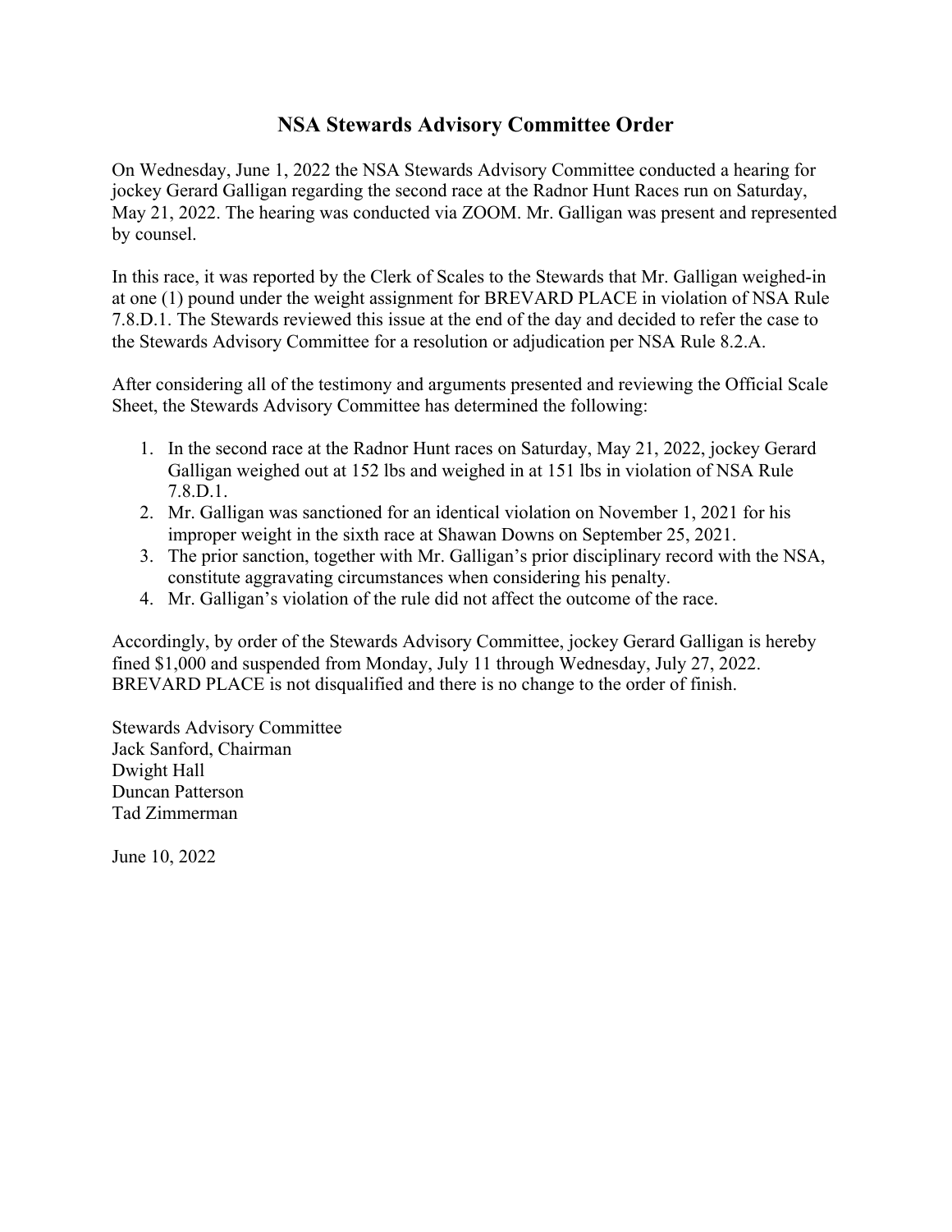# NSA Stewards Advisory Committee Order

On Wednesday, June 1, 2022 the NSA Stewards Advisory Committee conducted a hearing for jockey Gerard Galligan regarding the second race at the Radnor Hunt Races run on Saturday, May 21, 2022. The hearing was conducted via ZOOM. Mr. Galligan was present and represented by counsel.

In this race, it was reported by the Clerk of Scales to the Stewards that Mr. Galligan weighed-in at one (1) pound under the weight assignment for BREVARD PLACE in violation of NSA Rule 7.8.D.1. The Stewards reviewed this issue at the end of the day and decided to refer the case to the Stewards Advisory Committee for a resolution or adjudication per NSA Rule 8.2.A.

After considering all of the testimony and arguments presented and reviewing the Official Scale Sheet, the Stewards Advisory Committee has determined the following:

1. In the second race at the Radnor Hunt races on Saturday, May 21, 2022, jockey Gerard Galligan weighed out at 152 lbs and weighed in at 151 lbs in violation of NSA Rule 7.8.D.1.
2. Mr. Galligan was sanctioned for an identical violation on November 1, 2021 for his improper weight in the sixth race at Shawan Downs on September 25, 2021.
3. The prior sanction, together with Mr. Galligan's prior disciplinary record with the NSA, constitute aggravating circumstances when considering his penalty.
4. Mr. Galligan's violation of the rule did not affect the outcome of the race.

Accordingly, by order of the Stewards Advisory Committee, jockey Gerard Galligan is hereby fined $1,000 and suspended from Monday, July 11 through Wednesday, July 27, 2022. BREVARD PLACE is not disqualified and there is no change to the order of finish.

Stewards Advisory Committee
Jack Sanford, Chairman
Dwight Hall
Duncan Patterson
Tad Zimmerman

June 10, 2022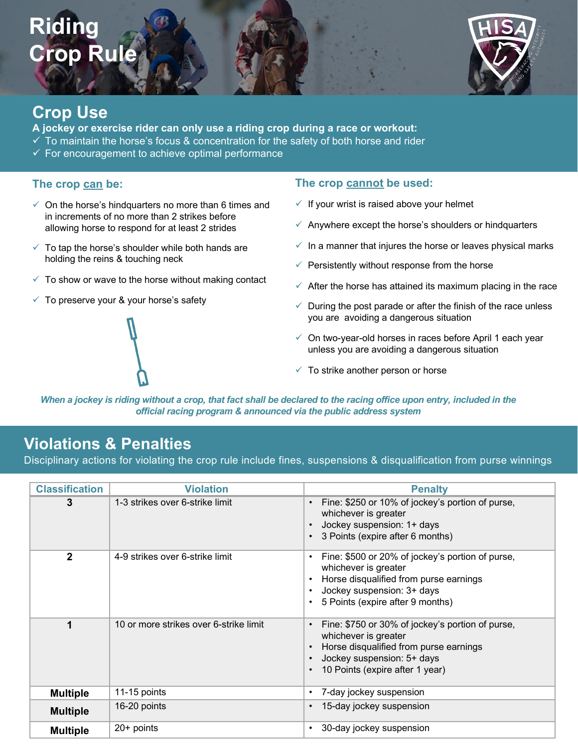# Riding Crop Rule

## Crop Use

**A jockey or exercise rider can only use a riding crop during a race or workout:**

- ✓ To maintain the horse's focus & concentration for the safety of both horse and rider
- ✓ For encouragement to achieve optimal performance

### The crop can be:

- ✓ On the horse's hindquarters no more than 6 times and in increments of no more than 2 strikes before allowing horse to respond for at least 2 strides
- ✓ To tap the horse's shoulder while both hands are holding the reins & touching neck
- ✓ To show or wave to the horse without making contact
- ✓ To preserve your & your horse's safety

### The crop cannot be used:

- ✓ If your wrist is raised above your helmet
- ✓ Anywhere except the horse's shoulders or hindquarters
- ✓ In a manner that injures the horse or leaves physical marks
- ✓ Persistently without response from the horse
- ✓ After the horse has attained its maximum placing in the race
- ✓ During the post parade or after the finish of the race unless you are avoiding a dangerous situation
- ✓ On two-year-old horses in races before April 1 each year unless you are avoiding a dangerous situation
- ✓ To strike another person or horse

***When a jockey is riding without a crop, that fact shall be declared to the racing office upon entry, included in the official racing program & announced via the public address system***

## Violations & Penalties

Disciplinary actions for violating the crop rule include fines, suspensions & disqualification from purse winnings

| Classification | Violation | Penalty |
|---|---|---|
| **3** | 1-3 strikes over 6-strike limit | • Fine: $250 or 10% of jockey's portion of purse, whichever is greater<br>• Jockey suspension: 1+ days<br>• 3 Points (expire after 6 months) |
| **2** | 4-9 strikes over 6-strike limit | • Fine: $500 or 20% of jockey's portion of purse, whichever is greater<br>• Horse disqualified from purse earnings<br>• Jockey suspension: 3+ days<br>• 5 Points (expire after 9 months) |
| **1** | 10 or more strikes over 6-strike limit | • Fine: $750 or 30% of jockey's portion of purse, whichever is greater<br>• Horse disqualified from purse earnings<br>• Jockey suspension: 5+ days<br>• 10 Points (expire after 1 year) |
| **Multiple** | 11-15 points | • 7-day jockey suspension |
| **Multiple** | 16-20 points | • 15-day jockey suspension |
| **Multiple** | 20+ points | • 30-day jockey suspension |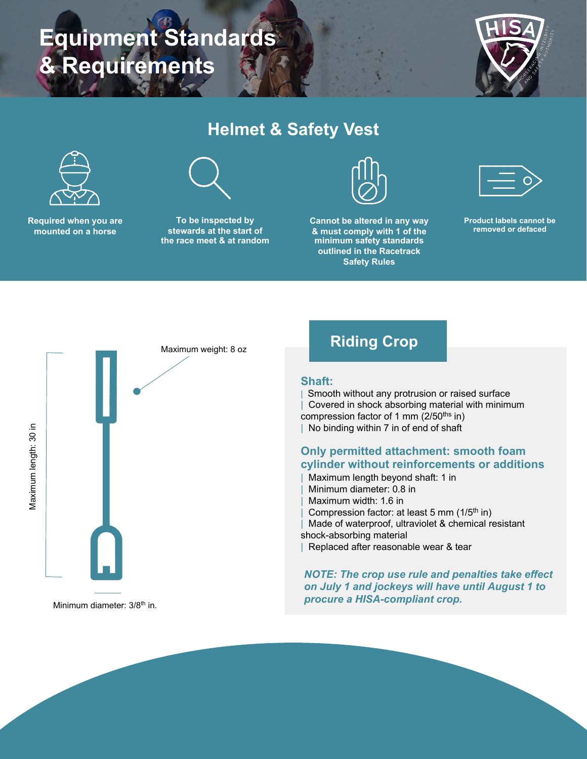# Equipment Standards & Requirements

## Helmet & Safety Vest

**Required when you are mounted on a horse**

**To be inspected by stewards at the start of the race meet & at random**

**Cannot be altered in any way & must comply with 1 of the minimum safety standards outlined in the Racetrack Safety Rules**

**Product labels cannot be removed or defaced**

Maximum weight: 8 oz

Maximum length: 30 in

Minimum diameter: 3/8th in.

## Riding Crop

### Shaft:

- Smooth without any protrusion or raised surface
- Covered in shock absorbing material with minimum compression factor of 1 mm (2/50ths in)
- No binding within 7 in of end of shaft

### Only permitted attachment: smooth foam cylinder without reinforcements or additions

- Maximum length beyond shaft: 1 in
- Minimum diameter: 0.8 in
- Maximum width: 1.6 in
- Compression factor: at least 5 mm (1/5th in)
- Made of waterproof, ultraviolet & chemical resistant shock-absorbing material
- Replaced after reasonable wear & tear

***NOTE: The crop use rule and penalties take effect on July 1 and jockeys will have until August 1 to procure a HISA-compliant crop.***